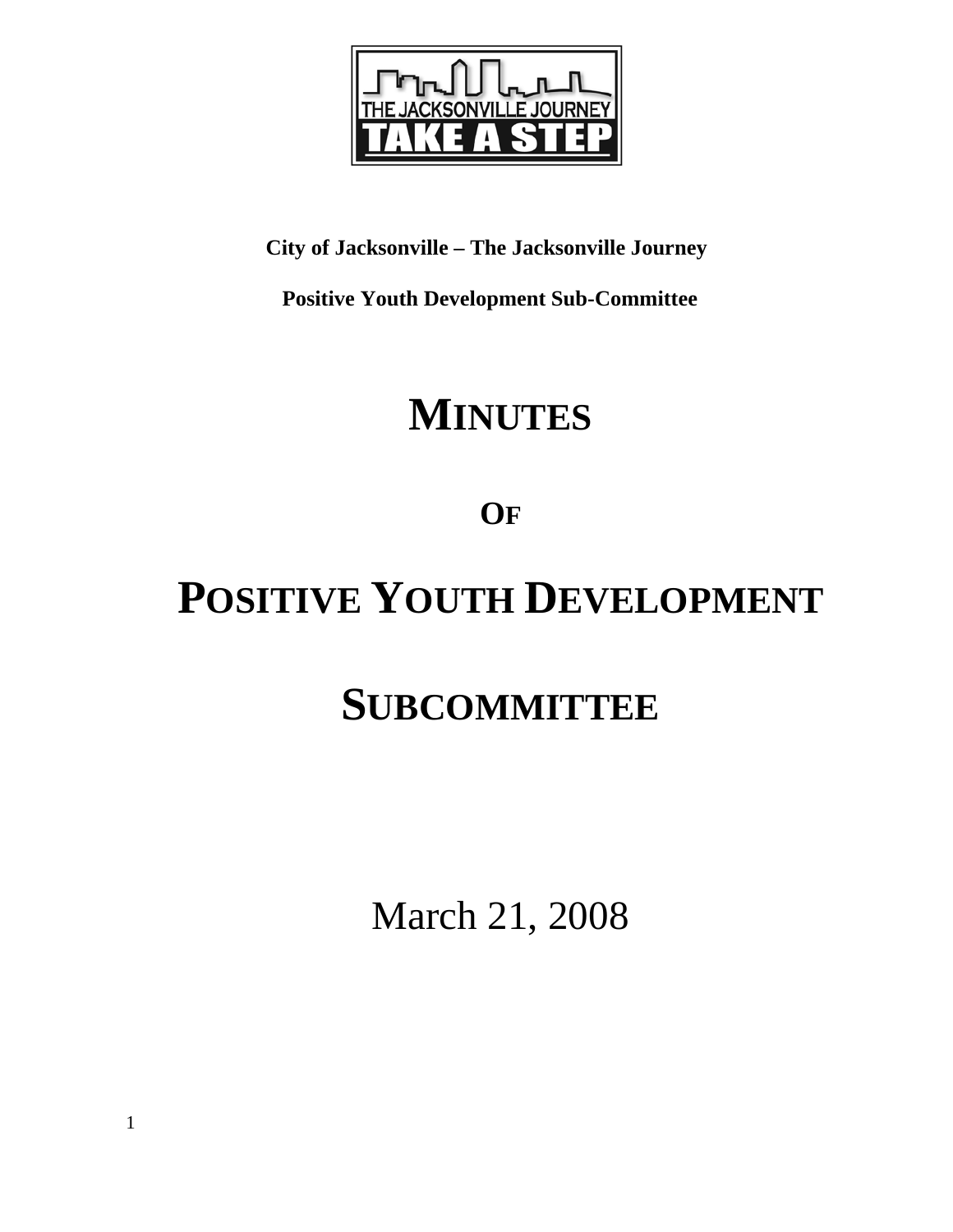**City of Jacksonville – The Jacksonville Journey**

**Positive Youth Development Sub-Committee**

# MINUTES

# OF

# POSITIVE YOUTH DEVELOPMENT

# SUBCOMMITTEE

March 21, 2008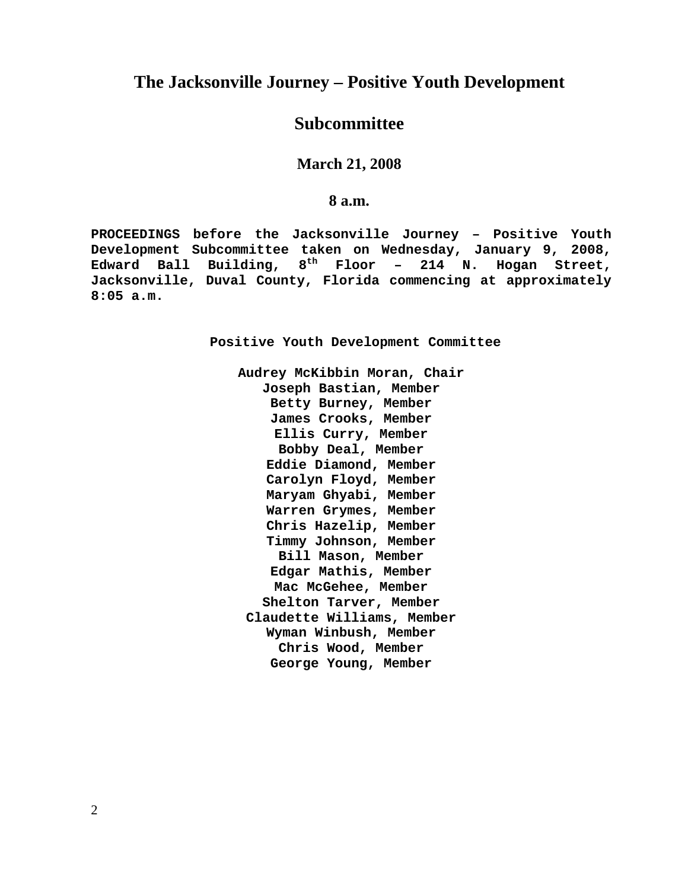# The Jacksonville Journey – Positive Youth Development

# Subcommittee

### March 21, 2008

### 8 a.m.

**PROCEEDINGS before the Jacksonville Journey – Positive Youth Development Subcommittee taken on Wednesday, January 9, 2008, Edward Ball Building, 8th Floor – 214 N. Hogan Street, Jacksonville, Duval County, Florida commencing at approximately 8:05 a.m.**

**Positive Youth Development Committee**

**Audrey McKibbin Moran, Chair**
**Joseph Bastian, Member**
**Betty Burney, Member**
**James Crooks, Member**
**Ellis Curry, Member**
**Bobby Deal, Member**
**Eddie Diamond, Member**
**Carolyn Floyd, Member**
**Maryam Ghyabi, Member**
**Warren Grymes, Member**
**Chris Hazelip, Member**
**Timmy Johnson, Member**
**Bill Mason, Member**
**Edgar Mathis, Member**
**Mac McGehee, Member**
**Shelton Tarver, Member**
**Claudette Williams, Member**
**Wyman Winbush, Member**
**Chris Wood, Member**
**George Young, Member**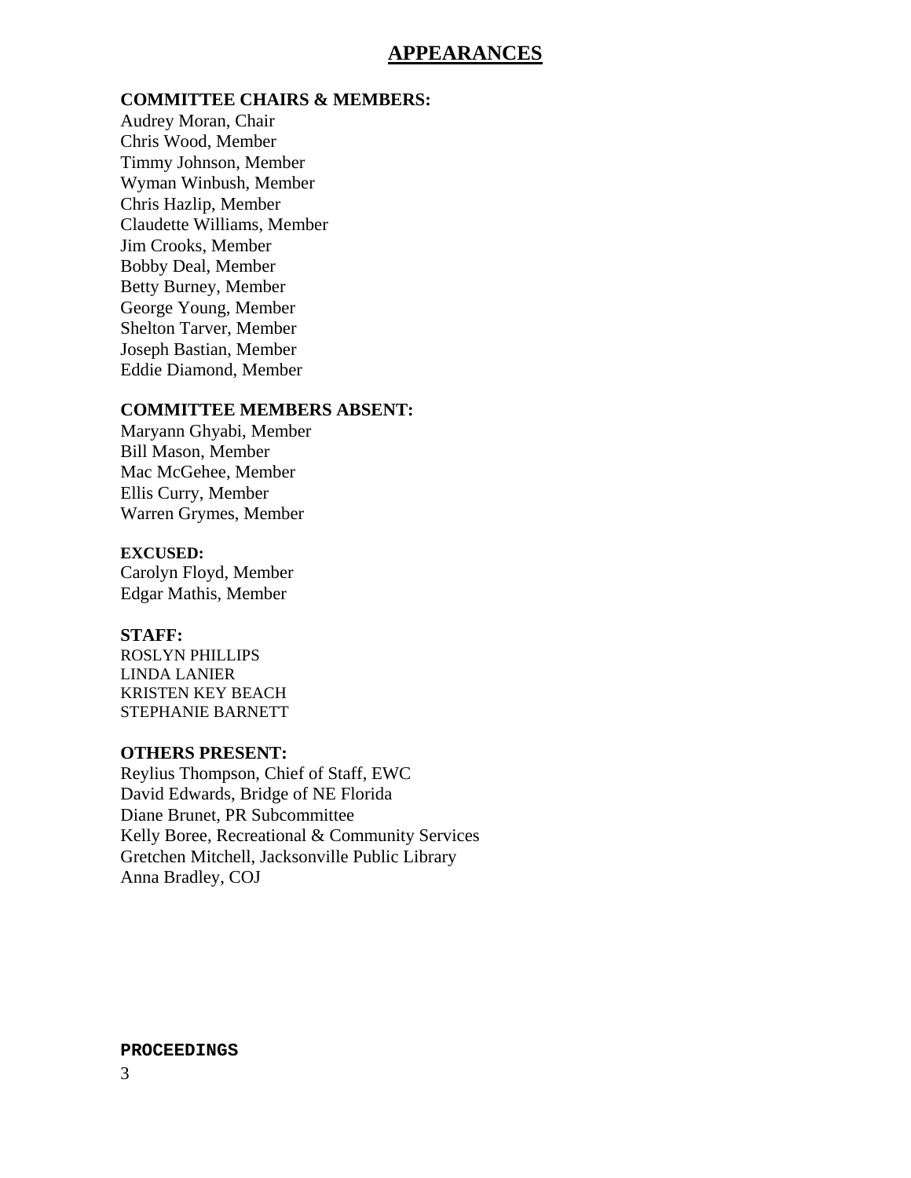# APPEARANCES

**COMMITTEE CHAIRS & MEMBERS:**
Audrey Moran, Chair
Chris Wood, Member
Timmy Johnson, Member
Wyman Winbush, Member
Chris Hazlip, Member
Claudette Williams, Member
Jim Crooks, Member
Bobby Deal, Member
Betty Burney, Member
George Young, Member
Shelton Tarver, Member
Joseph Bastian, Member
Eddie Diamond, Member

**COMMITTEE MEMBERS ABSENT:**
Maryann Ghyabi, Member
Bill Mason, Member
Mac McGehee, Member
Ellis Curry, Member
Warren Grymes, Member

**EXCUSED:**
Carolyn Floyd, Member
Edgar Mathis, Member

**STAFF:**
ROSLYN PHILLIPS
LINDA LANIER
KRISTEN KEY BEACH
STEPHANIE BARNETT

**OTHERS PRESENT:**
Reylius Thompson, Chief of Staff, EWC
David Edwards, Bridge of NE Florida
Diane Brunet, PR Subcommittee
Kelly Boree, Recreational & Community Services
Gretchen Mitchell, Jacksonville Public Library
Anna Bradley, COJ

**PROCEEDINGS**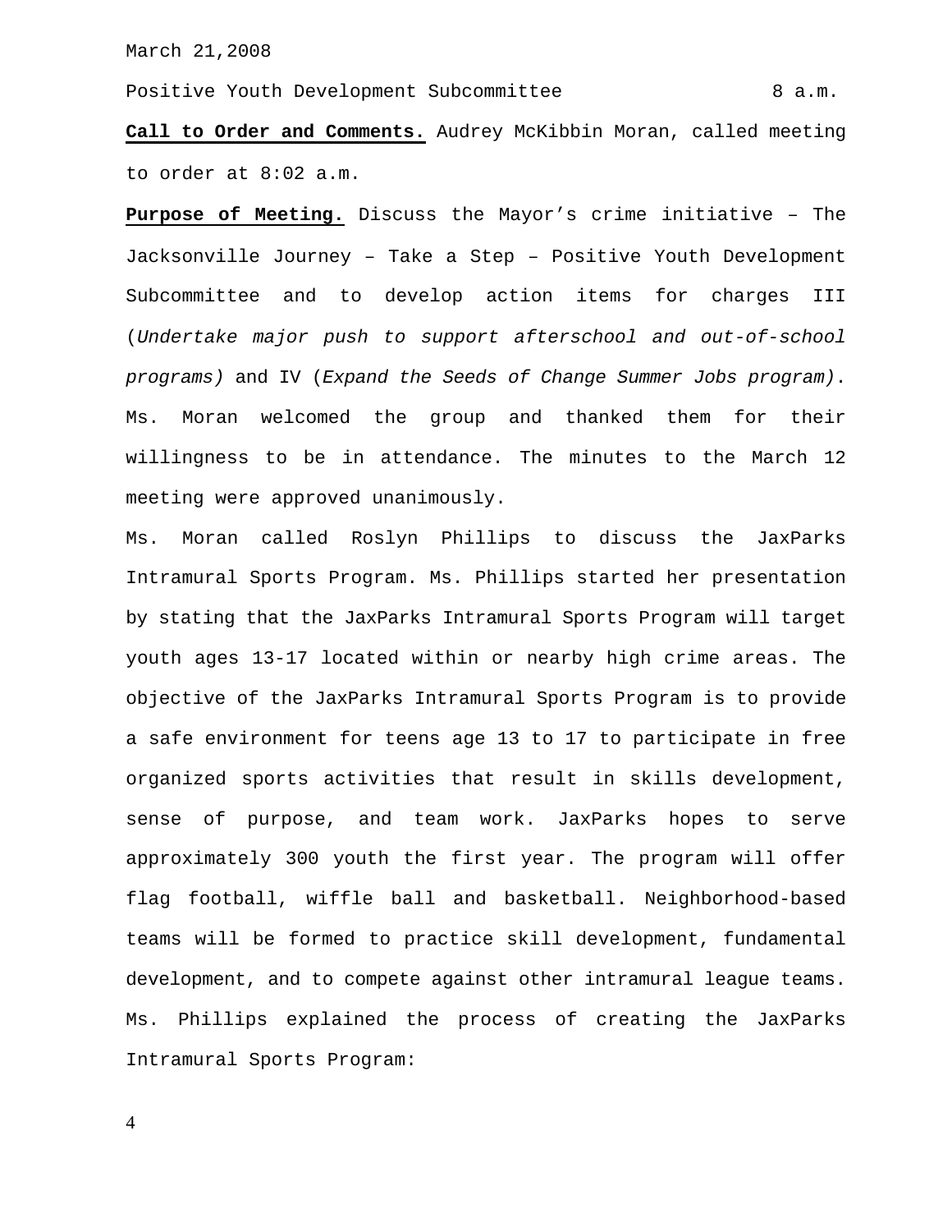March 21,2008

Positive Youth Development Subcommittee 8 a.m.

**Call to Order and Comments.** Audrey McKibbin Moran, called meeting to order at 8:02 a.m.

**Purpose of Meeting.** Discuss the Mayor's crime initiative – The Jacksonville Journey – Take a Step – Positive Youth Development Subcommittee and to develop action items for charges III (*Undertake major push to support afterschool and out-of-school programs)* and IV (*Expand the Seeds of Change Summer Jobs program)*. Ms. Moran welcomed the group and thanked them for their willingness to be in attendance. The minutes to the March 12 meeting were approved unanimously.

Ms. Moran called Roslyn Phillips to discuss the JaxParks Intramural Sports Program. Ms. Phillips started her presentation by stating that the JaxParks Intramural Sports Program will target youth ages 13-17 located within or nearby high crime areas. The objective of the JaxParks Intramural Sports Program is to provide a safe environment for teens age 13 to 17 to participate in free organized sports activities that result in skills development, sense of purpose, and team work. JaxParks hopes to serve approximately 300 youth the first year. The program will offer flag football, wiffle ball and basketball. Neighborhood-based teams will be formed to practice skill development, fundamental development, and to compete against other intramural league teams. Ms. Phillips explained the process of creating the JaxParks Intramural Sports Program: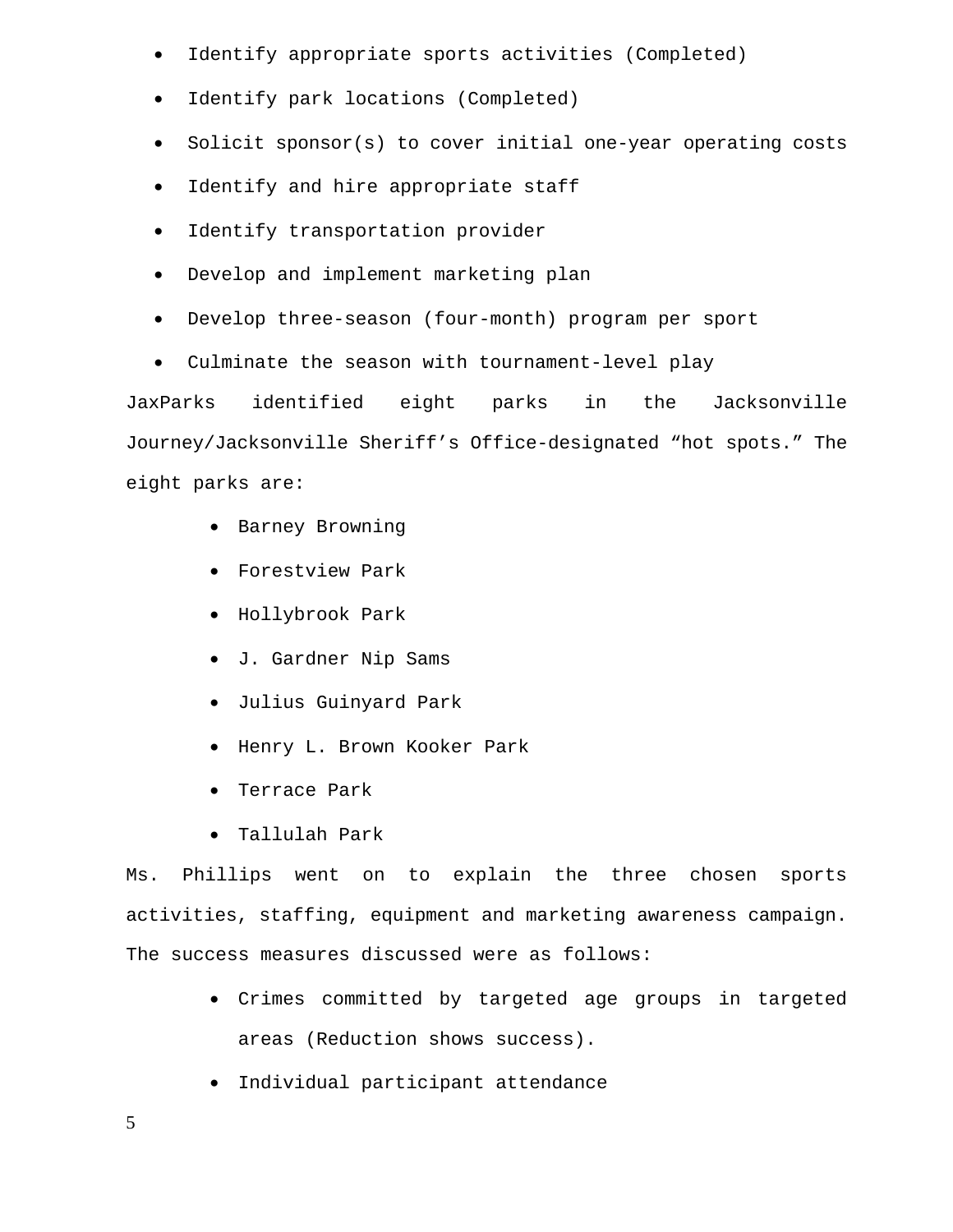- Identify appropriate sports activities (Completed)
- Identify park locations (Completed)
- Solicit sponsor(s) to cover initial one-year operating costs
- Identify and hire appropriate staff
- Identify transportation provider
- Develop and implement marketing plan
- Develop three-season (four-month) program per sport
- Culminate the season with tournament-level play

JaxParks identified eight parks in the Jacksonville Journey/Jacksonville Sheriff's Office-designated "hot spots." The eight parks are:

- Barney Browning
- Forestview Park
- Hollybrook Park
- J. Gardner Nip Sams
- Julius Guinyard Park
- Henry L. Brown Kooker Park
- Terrace Park
- Tallulah Park

Ms. Phillips went on to explain the three chosen sports activities, staffing, equipment and marketing awareness campaign. The success measures discussed were as follows:

- Crimes committed by targeted age groups in targeted areas (Reduction shows success).
- Individual participant attendance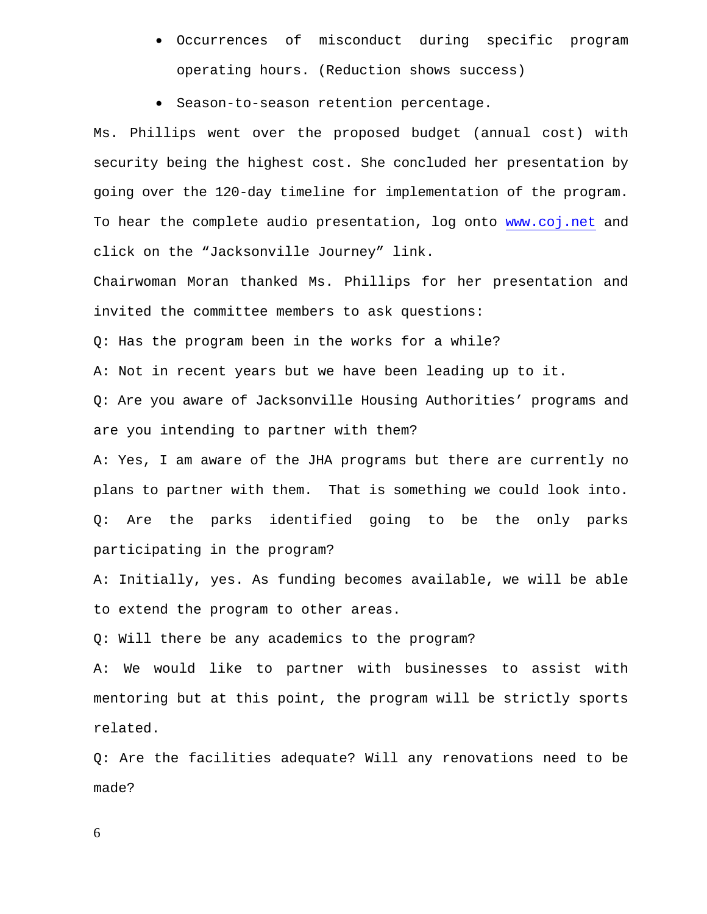- Occurrences of misconduct during specific program operating hours. (Reduction shows success)
- Season-to-season retention percentage.

Ms. Phillips went over the proposed budget (annual cost) with security being the highest cost. She concluded her presentation by going over the 120-day timeline for implementation of the program. To hear the complete audio presentation, log onto www.coj.net and click on the “Jacksonville Journey” link.

Chairwoman Moran thanked Ms. Phillips for her presentation and invited the committee members to ask questions:

Q: Has the program been in the works for a while?

A: Not in recent years but we have been leading up to it.

Q: Are you aware of Jacksonville Housing Authorities’ programs and are you intending to partner with them?

A: Yes, I am aware of the JHA programs but there are currently no plans to partner with them. That is something we could look into.

Q: Are the parks identified going to be the only parks participating in the program?

A: Initially, yes. As funding becomes available, we will be able to extend the program to other areas.

Q: Will there be any academics to the program?

A: We would like to partner with businesses to assist with mentoring but at this point, the program will be strictly sports related.

Q: Are the facilities adequate? Will any renovations need to be made?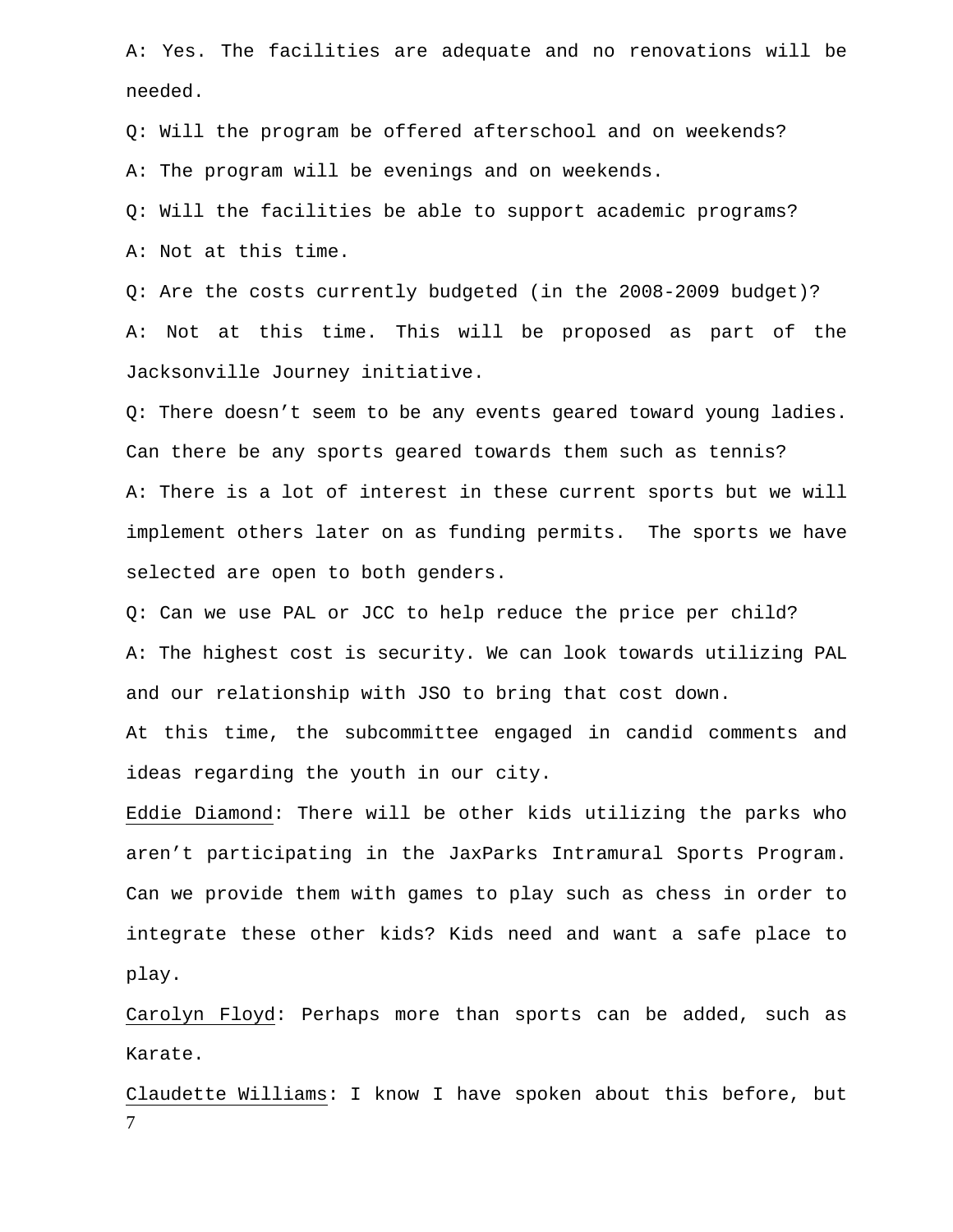A: Yes. The facilities are adequate and no renovations will be needed.

Q: Will the program be offered afterschool and on weekends?

A: The program will be evenings and on weekends.

Q: Will the facilities be able to support academic programs?

A: Not at this time.

Q: Are the costs currently budgeted (in the 2008-2009 budget)?

A: Not at this time. This will be proposed as part of the Jacksonville Journey initiative.

Q: There doesn't seem to be any events geared toward young ladies. Can there be any sports geared towards them such as tennis?

A: There is a lot of interest in these current sports but we will implement others later on as funding permits. The sports we have selected are open to both genders.

Q: Can we use PAL or JCC to help reduce the price per child?

A: The highest cost is security. We can look towards utilizing PAL and our relationship with JSO to bring that cost down.

At this time, the subcommittee engaged in candid comments and ideas regarding the youth in our city.

Eddie Diamond: There will be other kids utilizing the parks who aren't participating in the JaxParks Intramural Sports Program. Can we provide them with games to play such as chess in order to integrate these other kids? Kids need and want a safe place to play.

Carolyn Floyd: Perhaps more than sports can be added, such as Karate.

Claudette Williams: I know I have spoken about this before, but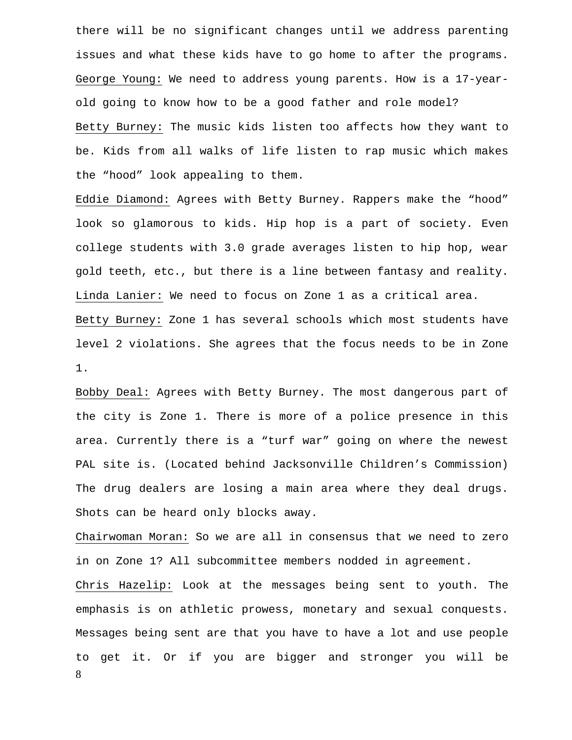there will be no significant changes until we address parenting issues and what these kids have to go home to after the programs.

<u>George Young:</u> We need to address young parents. How is a 17-year-old going to know how to be a good father and role model?

<u>Betty Burney:</u> The music kids listen too affects how they want to be. Kids from all walks of life listen to rap music which makes the “hood” look appealing to them.

<u>Eddie Diamond:</u> Agrees with Betty Burney. Rappers make the “hood” look so glamorous to kids. Hip hop is a part of society. Even college students with 3.0 grade averages listen to hip hop, wear gold teeth, etc., but there is a line between fantasy and reality.

<u>Linda Lanier:</u> We need to focus on Zone 1 as a critical area.

<u>Betty Burney:</u> Zone 1 has several schools which most students have level 2 violations. She agrees that the focus needs to be in Zone 1.

<u>Bobby Deal:</u> Agrees with Betty Burney. The most dangerous part of the city is Zone 1. There is more of a police presence in this area. Currently there is a “turf war” going on where the newest PAL site is. (Located behind Jacksonville Children’s Commission) The drug dealers are losing a main area where they deal drugs. Shots can be heard only blocks away.

<u>Chairwoman Moran:</u> So we are all in consensus that we need to zero in on Zone 1? All subcommittee members nodded in agreement.

<u>Chris Hazelip:</u> Look at the messages being sent to youth. The emphasis is on athletic prowess, monetary and sexual conquests. Messages being sent are that you have to have a lot and use people to get it. Or if you are bigger and stronger you will be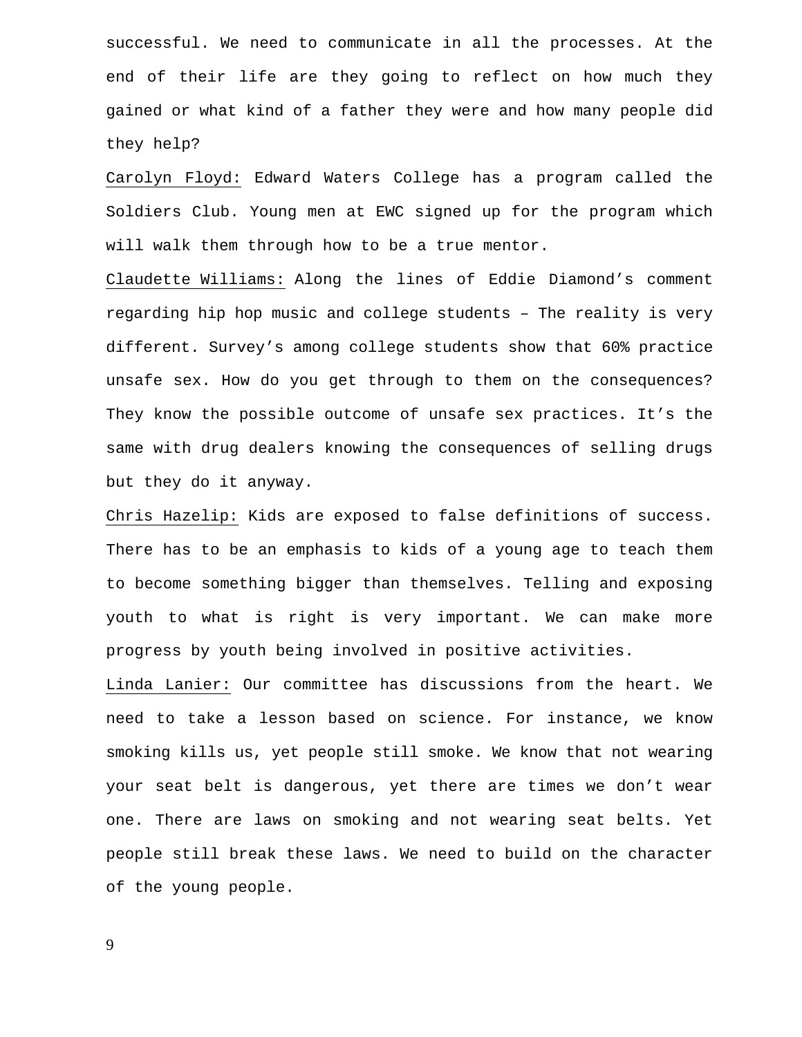successful. We need to communicate in all the processes. At the end of their life are they going to reflect on how much they gained or what kind of a father they were and how many people did they help?

Carolyn Floyd: Edward Waters College has a program called the Soldiers Club. Young men at EWC signed up for the program which will walk them through how to be a true mentor.

Claudette Williams: Along the lines of Eddie Diamond's comment regarding hip hop music and college students – The reality is very different. Survey's among college students show that 60% practice unsafe sex. How do you get through to them on the consequences? They know the possible outcome of unsafe sex practices. It's the same with drug dealers knowing the consequences of selling drugs but they do it anyway.

Chris Hazelip: Kids are exposed to false definitions of success. There has to be an emphasis to kids of a young age to teach them to become something bigger than themselves. Telling and exposing youth to what is right is very important. We can make more progress by youth being involved in positive activities.

Linda Lanier: Our committee has discussions from the heart. We need to take a lesson based on science. For instance, we know smoking kills us, yet people still smoke. We know that not wearing your seat belt is dangerous, yet there are times we don't wear one. There are laws on smoking and not wearing seat belts. Yet people still break these laws. We need to build on the character of the young people.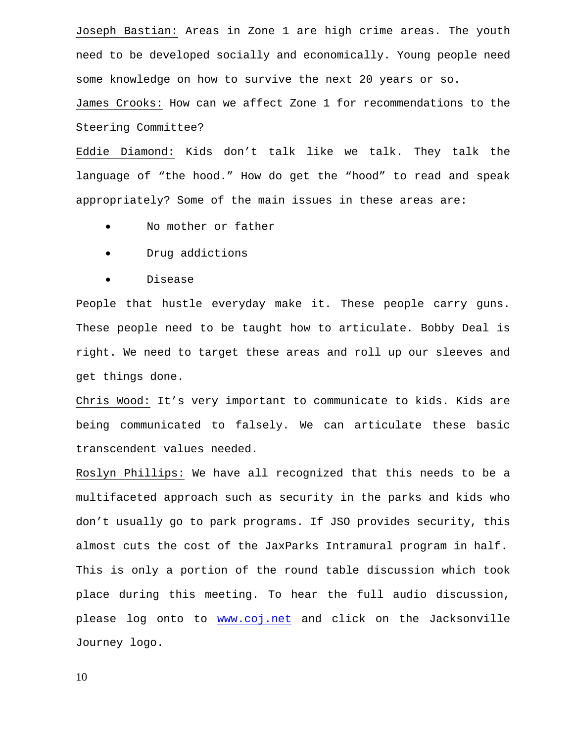Joseph Bastian: Areas in Zone 1 are high crime areas. The youth need to be developed socially and economically. Young people need some knowledge on how to survive the next 20 years or so.

James Crooks: How can we affect Zone 1 for recommendations to the Steering Committee?

Eddie Diamond: Kids don't talk like we talk. They talk the language of "the hood." How do get the "hood" to read and speak appropriately? Some of the main issues in these areas are:

- No mother or father
- Drug addictions
- Disease

People that hustle everyday make it. These people carry guns. These people need to be taught how to articulate. Bobby Deal is right. We need to target these areas and roll up our sleeves and get things done.

Chris Wood: It's very important to communicate to kids. Kids are being communicated to falsely. We can articulate these basic transcendent values needed.

Roslyn Phillips: We have all recognized that this needs to be a multifaceted approach such as security in the parks and kids who don't usually go to park programs. If JSO provides security, this almost cuts the cost of the JaxParks Intramural program in half. This is only a portion of the round table discussion which took place during this meeting. To hear the full audio discussion, please log onto to www.coj.net and click on the Jacksonville Journey logo.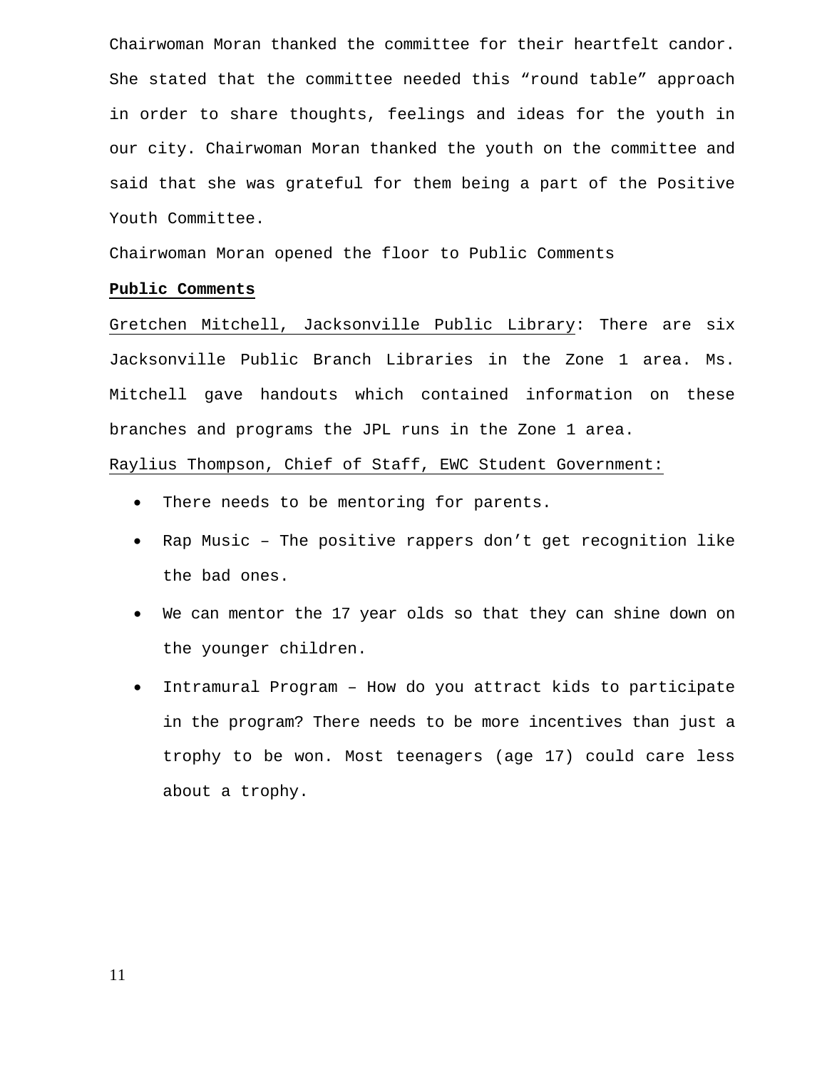Chairwoman Moran thanked the committee for their heartfelt candor. She stated that the committee needed this “round table” approach in order to share thoughts, feelings and ideas for the youth in our city. Chairwoman Moran thanked the youth on the committee and said that she was grateful for them being a part of the Positive Youth Committee.

Chairwoman Moran opened the floor to Public Comments

**Public Comments**

Gretchen Mitchell, Jacksonville Public Library: There are six Jacksonville Public Branch Libraries in the Zone 1 area. Ms. Mitchell gave handouts which contained information on these branches and programs the JPL runs in the Zone 1 area.

Raylius Thompson, Chief of Staff, EWC Student Government:

- There needs to be mentoring for parents.
- Rap Music – The positive rappers don’t get recognition like the bad ones.
- We can mentor the 17 year olds so that they can shine down on the younger children.
- Intramural Program – How do you attract kids to participate in the program? There needs to be more incentives than just a trophy to be won. Most teenagers (age 17) could care less about a trophy.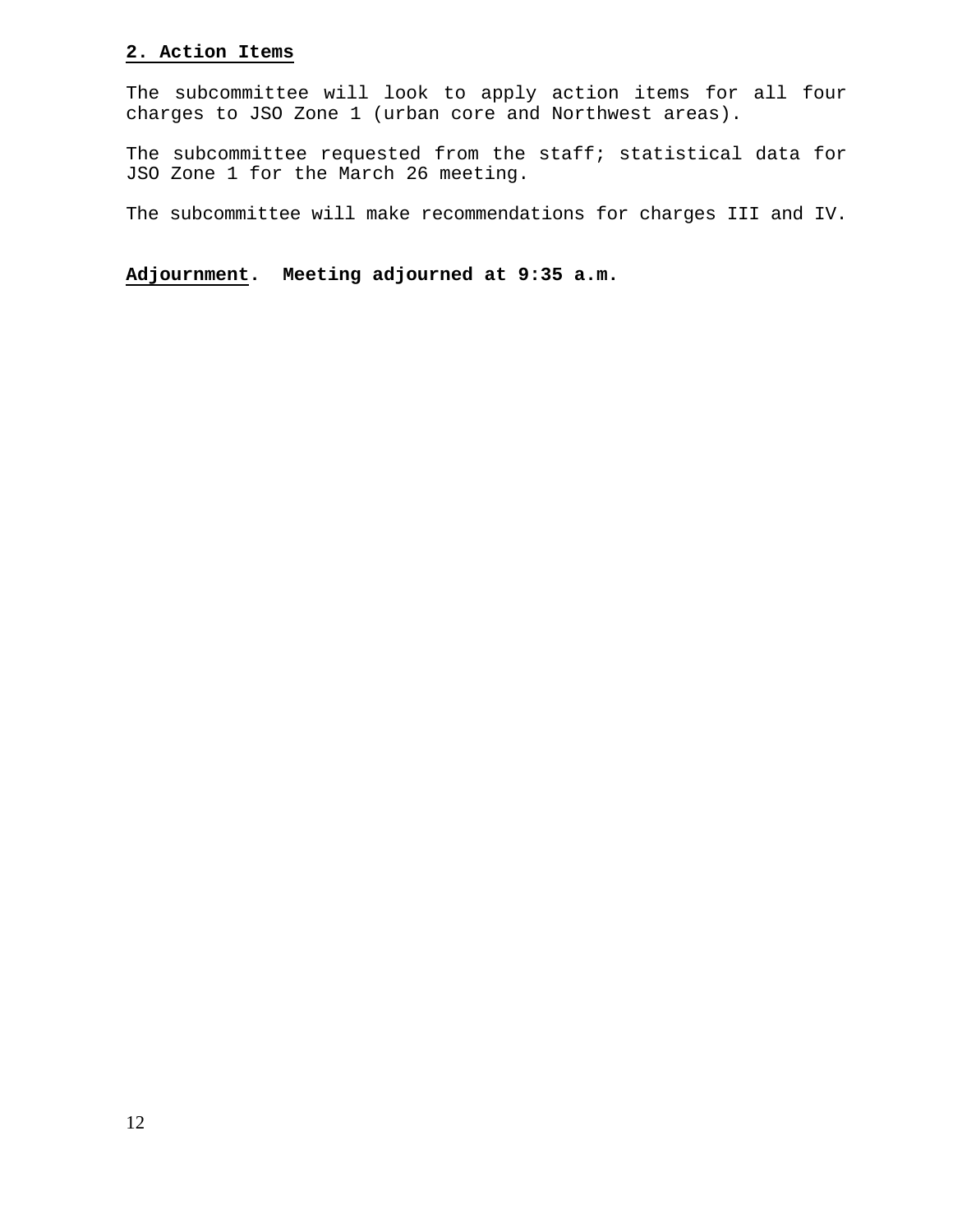**2. Action Items**

The subcommittee will look to apply action items for all four charges to JSO Zone 1 (urban core and Northwest areas).

The subcommittee requested from the staff; statistical data for JSO Zone 1 for the March 26 meeting.

The subcommittee will make recommendations for charges III and IV.

**Adjournment. Meeting adjourned at 9:35 a.m.**